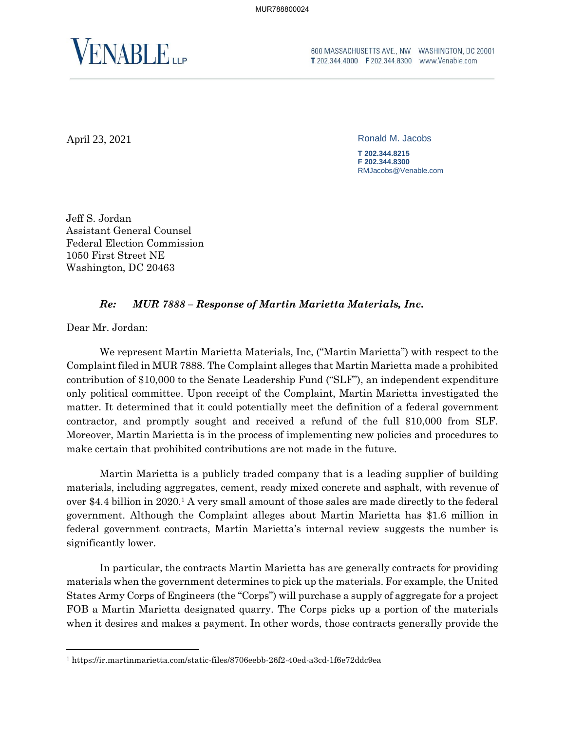VENABLE LLP

600 MASSACHUSETTS AVE., NW WASHINGTON, DC 20001
T 202.344.4000 F 202.344.8300 www.Venable.com

April 23, 2021

Ronald M. Jacobs

T 202.344.8215
F 202.344.8300
RMJacobs@Venable.com

Jeff S. Jordan
Assistant General Counsel
Federal Election Commission
1050 First Street NE
Washington, DC 20463

***Re: MUR 7888 – Response of Martin Marietta Materials, Inc.***

Dear Mr. Jordan:

We represent Martin Marietta Materials, Inc, ("Martin Marietta") with respect to the Complaint filed in MUR 7888. The Complaint alleges that Martin Marietta made a prohibited contribution of $10,000 to the Senate Leadership Fund ("SLF"), an independent expenditure only political committee. Upon receipt of the Complaint, Martin Marietta investigated the matter. It determined that it could potentially meet the definition of a federal government contractor, and promptly sought and received a refund of the full $10,000 from SLF. Moreover, Martin Marietta is in the process of implementing new policies and procedures to make certain that prohibited contributions are not made in the future.

Martin Marietta is a publicly traded company that is a leading supplier of building materials, including aggregates, cement, ready mixed concrete and asphalt, with revenue of over $4.4 billion in 2020.[1] A very small amount of those sales are made directly to the federal government. Although the Complaint alleges about Martin Marietta has $1.6 million in federal government contracts, Martin Marietta's internal review suggests the number is significantly lower.

In particular, the contracts Martin Marietta has are generally contracts for providing materials when the government determines to pick up the materials. For example, the United States Army Corps of Engineers (the "Corps") will purchase a supply of aggregate for a project FOB a Martin Marietta designated quarry. The Corps picks up a portion of the materials when it desires and makes a payment. In other words, those contracts generally provide the

[1] https://ir.martinmarietta.com/static-files/8706eebb-26f2-40ed-a3cd-1f6e72ddc9ea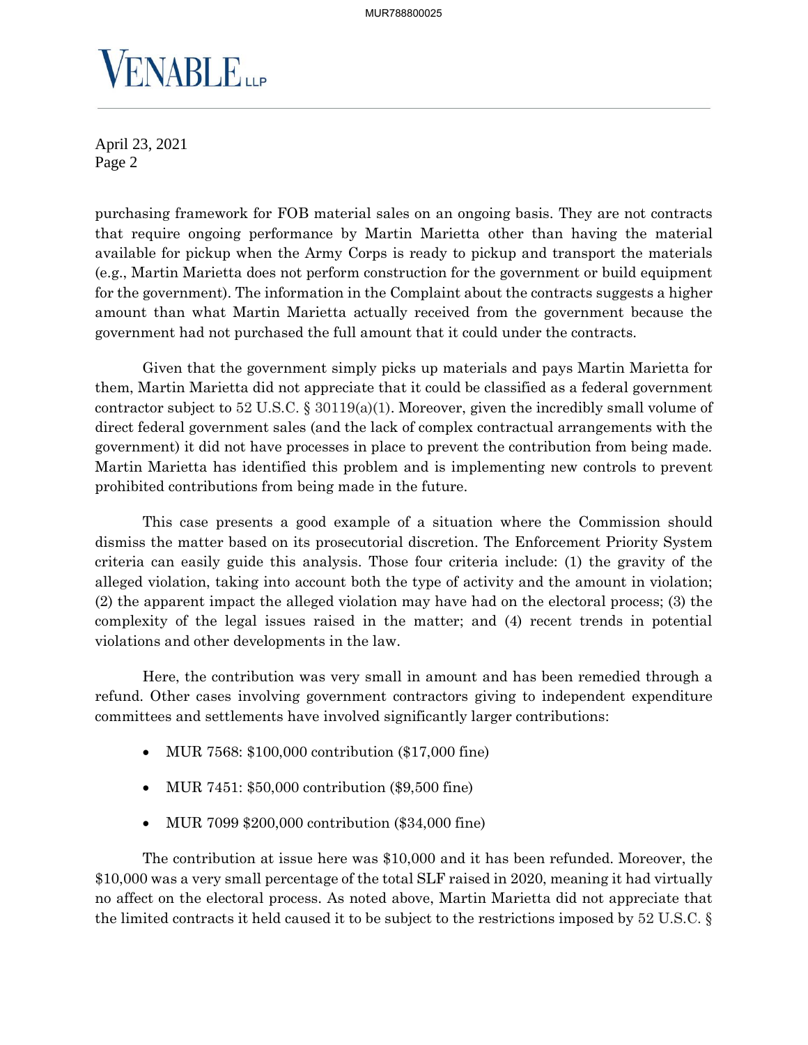purchasing framework for FOB material sales on an ongoing basis. They are not contracts that require ongoing performance by Martin Marietta other than having the material available for pickup when the Army Corps is ready to pickup and transport the materials (e.g., Martin Marietta does not perform construction for the government or build equipment for the government). The information in the Complaint about the contracts suggests a higher amount than what Martin Marietta actually received from the government because the government had not purchased the full amount that it could under the contracts.

Given that the government simply picks up materials and pays Martin Marietta for them, Martin Marietta did not appreciate that it could be classified as a federal government contractor subject to 52 U.S.C. § 30119(a)(1). Moreover, given the incredibly small volume of direct federal government sales (and the lack of complex contractual arrangements with the government) it did not have processes in place to prevent the contribution from being made. Martin Marietta has identified this problem and is implementing new controls to prevent prohibited contributions from being made in the future.

This case presents a good example of a situation where the Commission should dismiss the matter based on its prosecutorial discretion. The Enforcement Priority System criteria can easily guide this analysis. Those four criteria include: (1) the gravity of the alleged violation, taking into account both the type of activity and the amount in violation; (2) the apparent impact the alleged violation may have had on the electoral process; (3) the complexity of the legal issues raised in the matter; and (4) recent trends in potential violations and other developments in the law.

Here, the contribution was very small in amount and has been remedied through a refund. Other cases involving government contractors giving to independent expenditure committees and settlements have involved significantly larger contributions:

- MUR 7568: $100,000 contribution ($17,000 fine)
- MUR 7451: $50,000 contribution ($9,500 fine)
- MUR 7099 $200,000 contribution ($34,000 fine)

The contribution at issue here was $10,000 and it has been refunded. Moreover, the $10,000 was a very small percentage of the total SLF raised in 2020, meaning it had virtually no affect on the electoral process. As noted above, Martin Marietta did not appreciate that the limited contracts it held caused it to be subject to the restrictions imposed by 52 U.S.C. §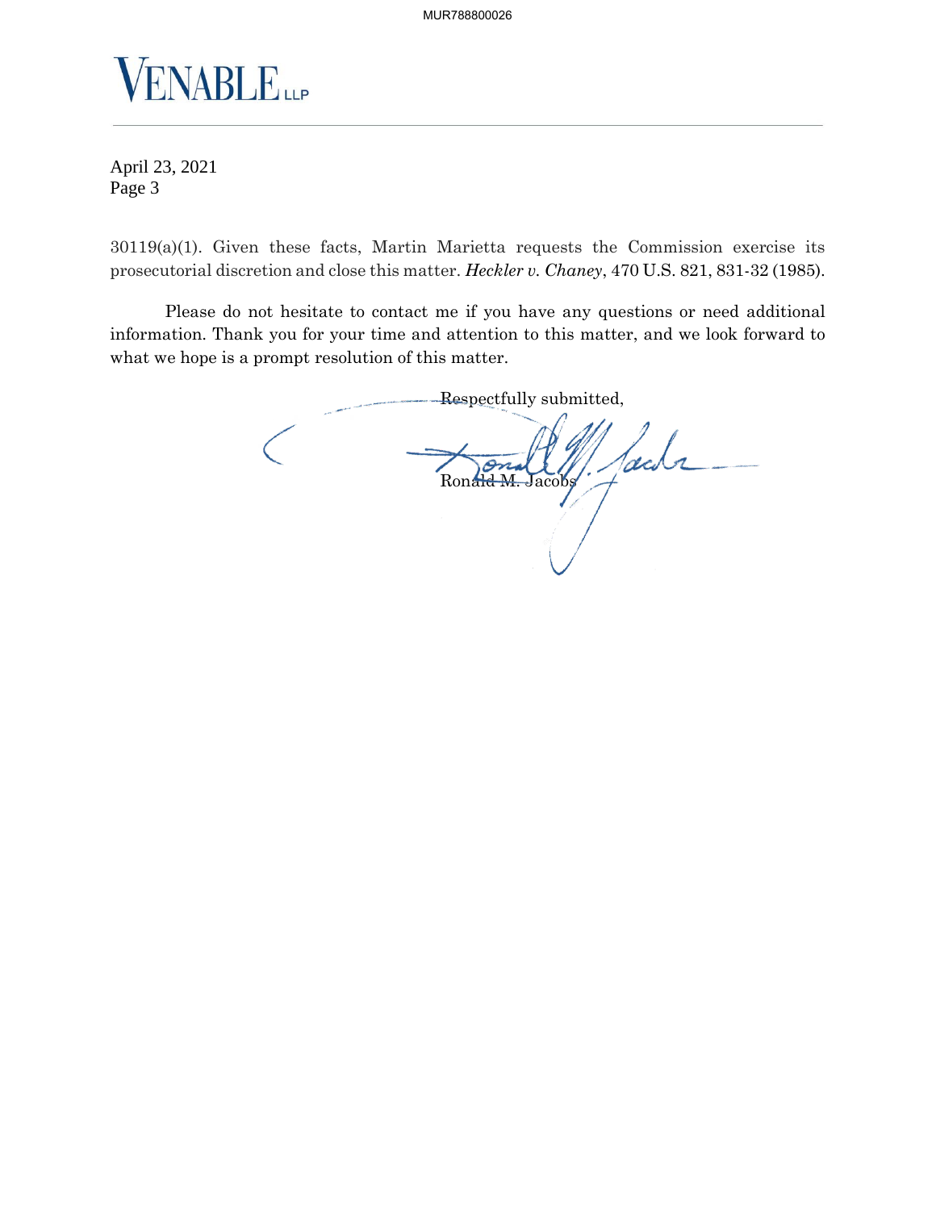30119(a)(1). Given these facts, Martin Marietta requests the Commission exercise its prosecutorial discretion and close this matter. *Heckler v. Chaney*, 470 U.S. 821, 831-32 (1985).

Please do not hesitate to contact me if you have any questions or need additional information. Thank you for your time and attention to this matter, and we look forward to what we hope is a prompt resolution of this matter.

Respectfully submitted,

Ronald M. Jacobs